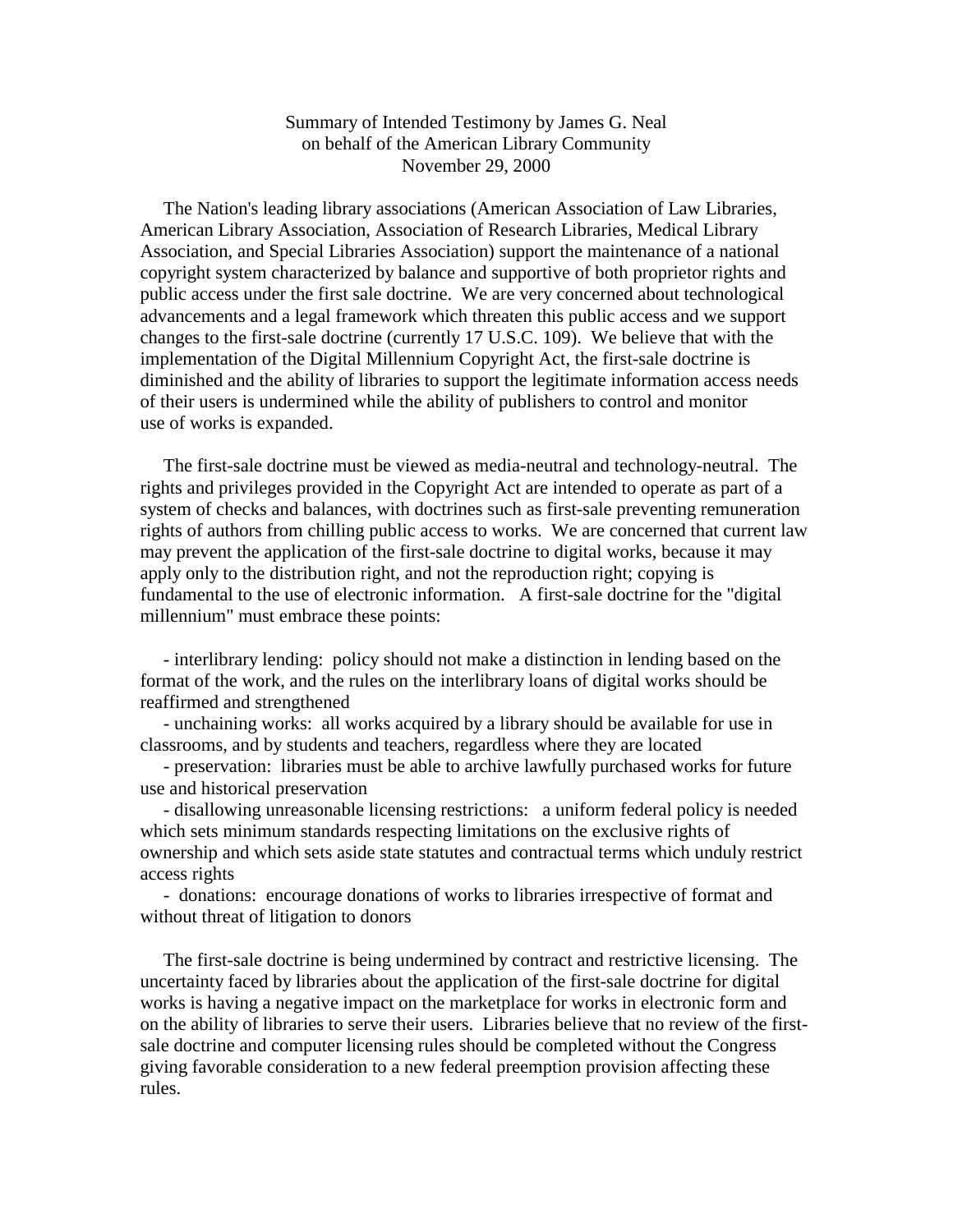Summary of Intended Testimony by James G. Neal
on behalf of the American Library Community
November 29, 2000

The Nation's leading library associations (American Association of Law Libraries, American Library Association, Association of Research Libraries, Medical Library Association, and Special Libraries Association) support the maintenance of a national copyright system characterized by balance and supportive of both proprietor rights and public access under the first sale doctrine. We are very concerned about technological advancements and a legal framework which threaten this public access and we support changes to the first-sale doctrine (currently 17 U.S.C. 109). We believe that with the implementation of the Digital Millennium Copyright Act, the first-sale doctrine is diminished and the ability of libraries to support the legitimate information access needs of their users is undermined while the ability of publishers to control and monitor use of works is expanded.

The first-sale doctrine must be viewed as media-neutral and technology-neutral. The rights and privileges provided in the Copyright Act are intended to operate as part of a system of checks and balances, with doctrines such as first-sale preventing remuneration rights of authors from chilling public access to works. We are concerned that current law may prevent the application of the first-sale doctrine to digital works, because it may apply only to the distribution right, and not the reproduction right; copying is fundamental to the use of electronic information. A first-sale doctrine for the "digital millennium" must embrace these points:

- interlibrary lending: policy should not make a distinction in lending based on the format of the work, and the rules on the interlibrary loans of digital works should be reaffirmed and strengthened
- unchaining works: all works acquired by a library should be available for use in classrooms, and by students and teachers, regardless where they are located
- preservation: libraries must be able to archive lawfully purchased works for future use and historical preservation
- disallowing unreasonable licensing restrictions: a uniform federal policy is needed which sets minimum standards respecting limitations on the exclusive rights of ownership and which sets aside state statutes and contractual terms which unduly restrict access rights
- donations: encourage donations of works to libraries irrespective of format and without threat of litigation to donors

The first-sale doctrine is being undermined by contract and restrictive licensing. The uncertainty faced by libraries about the application of the first-sale doctrine for digital works is having a negative impact on the marketplace for works in electronic form and on the ability of libraries to serve their users. Libraries believe that no review of the first-sale doctrine and computer licensing rules should be completed without the Congress giving favorable consideration to a new federal preemption provision affecting these rules.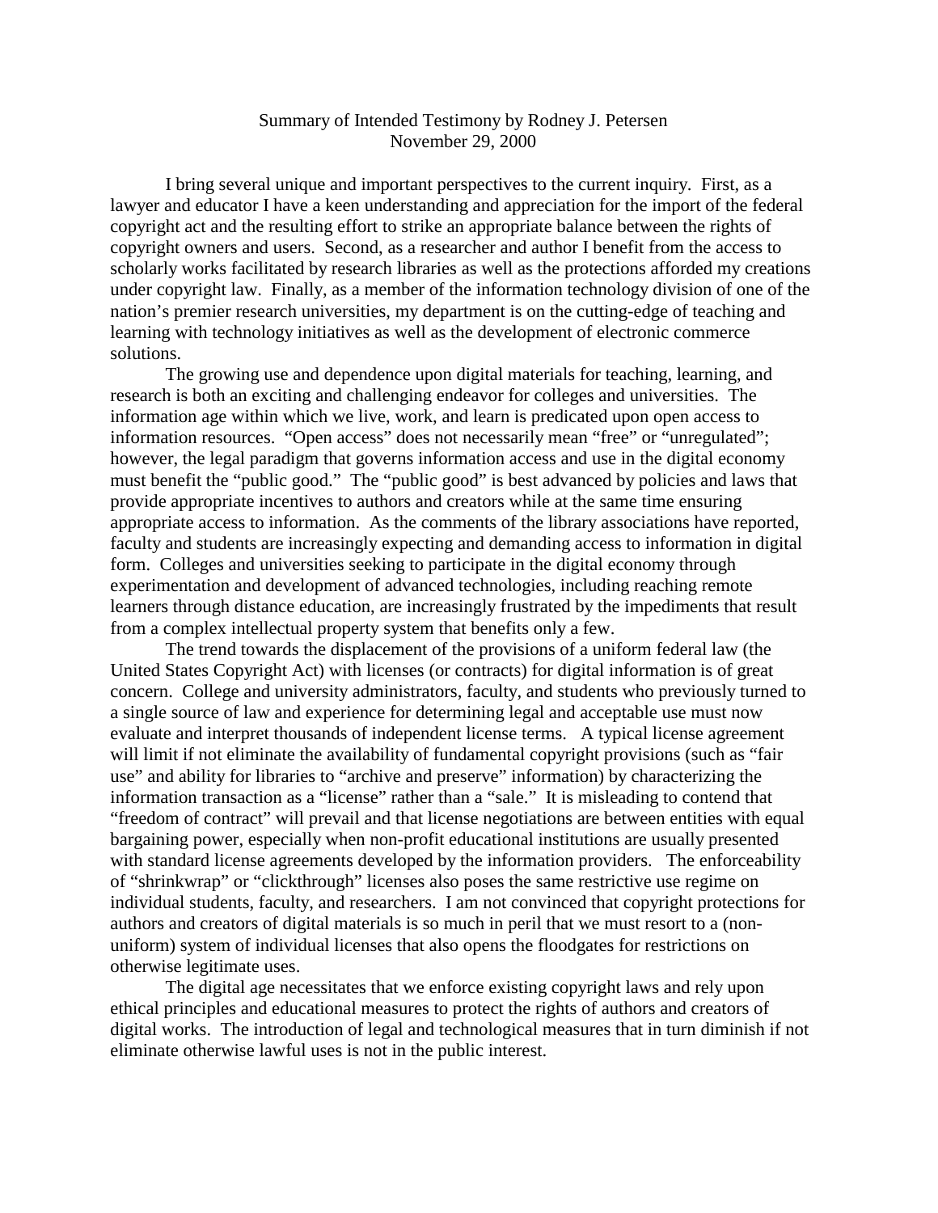Summary of Intended Testimony by Rodney J. Petersen
November 29, 2000

I bring several unique and important perspectives to the current inquiry. First, as a lawyer and educator I have a keen understanding and appreciation for the import of the federal copyright act and the resulting effort to strike an appropriate balance between the rights of copyright owners and users. Second, as a researcher and author I benefit from the access to scholarly works facilitated by research libraries as well as the protections afforded my creations under copyright law. Finally, as a member of the information technology division of one of the nation's premier research universities, my department is on the cutting-edge of teaching and learning with technology initiatives as well as the development of electronic commerce solutions.

The growing use and dependence upon digital materials for teaching, learning, and research is both an exciting and challenging endeavor for colleges and universities. The information age within which we live, work, and learn is predicated upon open access to information resources. "Open access" does not necessarily mean "free" or "unregulated"; however, the legal paradigm that governs information access and use in the digital economy must benefit the "public good." The "public good" is best advanced by policies and laws that provide appropriate incentives to authors and creators while at the same time ensuring appropriate access to information. As the comments of the library associations have reported, faculty and students are increasingly expecting and demanding access to information in digital form. Colleges and universities seeking to participate in the digital economy through experimentation and development of advanced technologies, including reaching remote learners through distance education, are increasingly frustrated by the impediments that result from a complex intellectual property system that benefits only a few.

The trend towards the displacement of the provisions of a uniform federal law (the United States Copyright Act) with licenses (or contracts) for digital information is of great concern. College and university administrators, faculty, and students who previously turned to a single source of law and experience for determining legal and acceptable use must now evaluate and interpret thousands of independent license terms. A typical license agreement will limit if not eliminate the availability of fundamental copyright provisions (such as "fair use" and ability for libraries to "archive and preserve" information) by characterizing the information transaction as a "license" rather than a "sale." It is misleading to contend that "freedom of contract" will prevail and that license negotiations are between entities with equal bargaining power, especially when non-profit educational institutions are usually presented with standard license agreements developed by the information providers. The enforceability of "shrinkwrap" or "clickthrough" licenses also poses the same restrictive use regime on individual students, faculty, and researchers. I am not convinced that copyright protections for authors and creators of digital materials is so much in peril that we must resort to a (non-uniform) system of individual licenses that also opens the floodgates for restrictions on otherwise legitimate uses.

The digital age necessitates that we enforce existing copyright laws and rely upon ethical principles and educational measures to protect the rights of authors and creators of digital works. The introduction of legal and technological measures that in turn diminish if not eliminate otherwise lawful uses is not in the public interest.